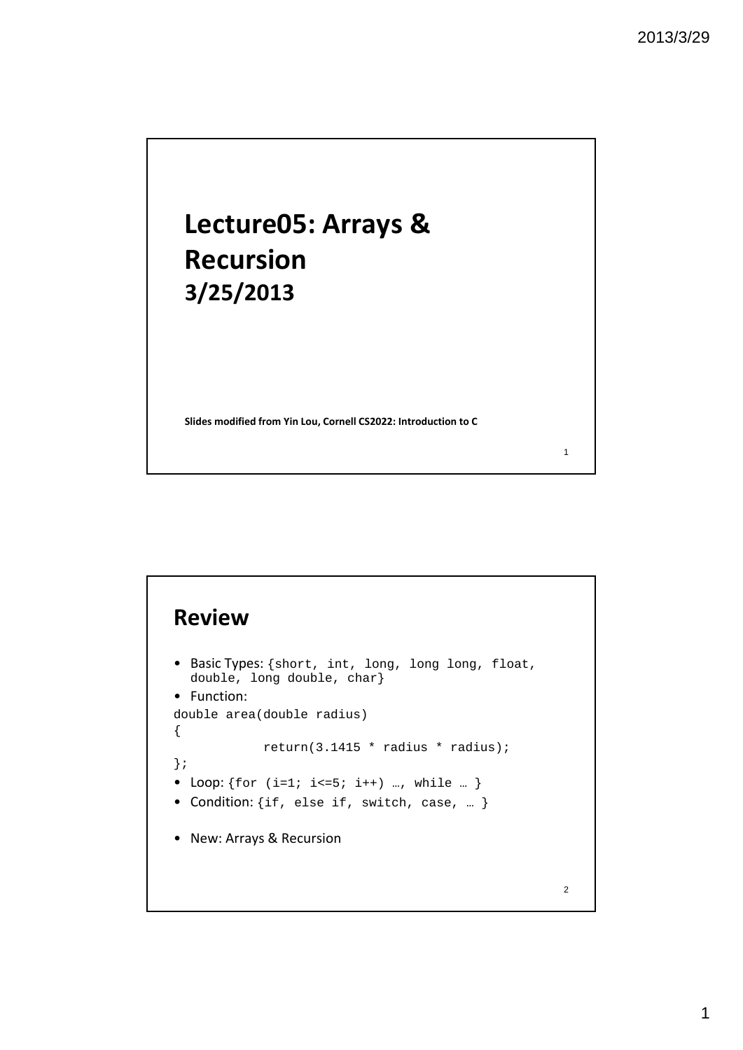# Lecture05: Arrays & Recursion

## 3/25/2013

**Slides modified from Yin Lou, Cornell CS2022: Introduction to C**

## Review

- Basic Types: `{short, int, long, long long, float, double, long double, char}`
- Function:

```
double area(double radius)
{
        return(3.1415 * radius * radius);
};
```

- Loop: `{for (i=1; i<=5; i++) …, while … }`
- Condition: `{if, else if, switch, case, … }`

- New: Arrays & Recursion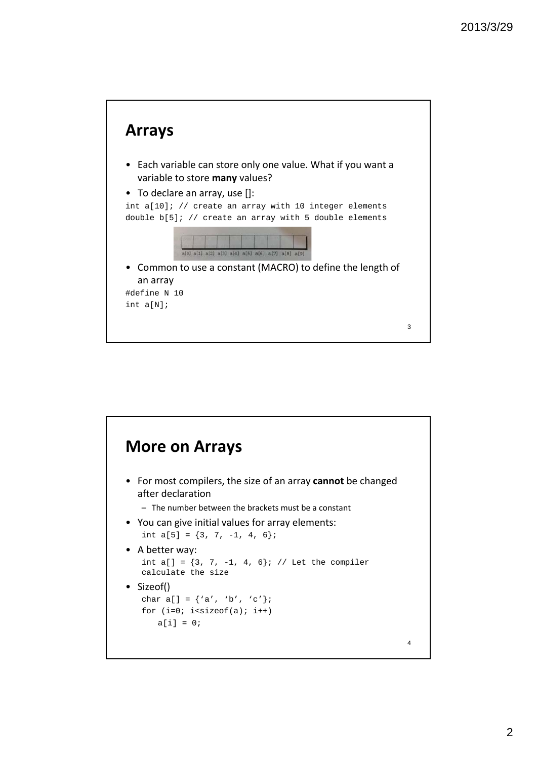## Arrays

- Each variable can store only one value. What if you want a variable to store **many** values?
- To declare an array, use []:

```
int a[10]; // create an array with 10 integer elements
double b[5]; // create an array with 5 double elements
```

- Common to use a constant (MACRO) to define the length of an array

```
#define N 10
int a[N];
```

## More on Arrays

- For most compilers, the size of an array **cannot** be changed after declaration
  - The number between the brackets must be a constant
- You can give initial values for array elements:

```
int a[5] = {3, 7, -1, 4, 6};
```

- A better way:

```
int a[] = {3, 7, -1, 4, 6}; // Let the compiler
calculate the size
```

- Sizeof()

```
char a[] = {'a', 'b', 'c'};
for (i=0; i<sizeof(a); i++)
    a[i] = 0;
```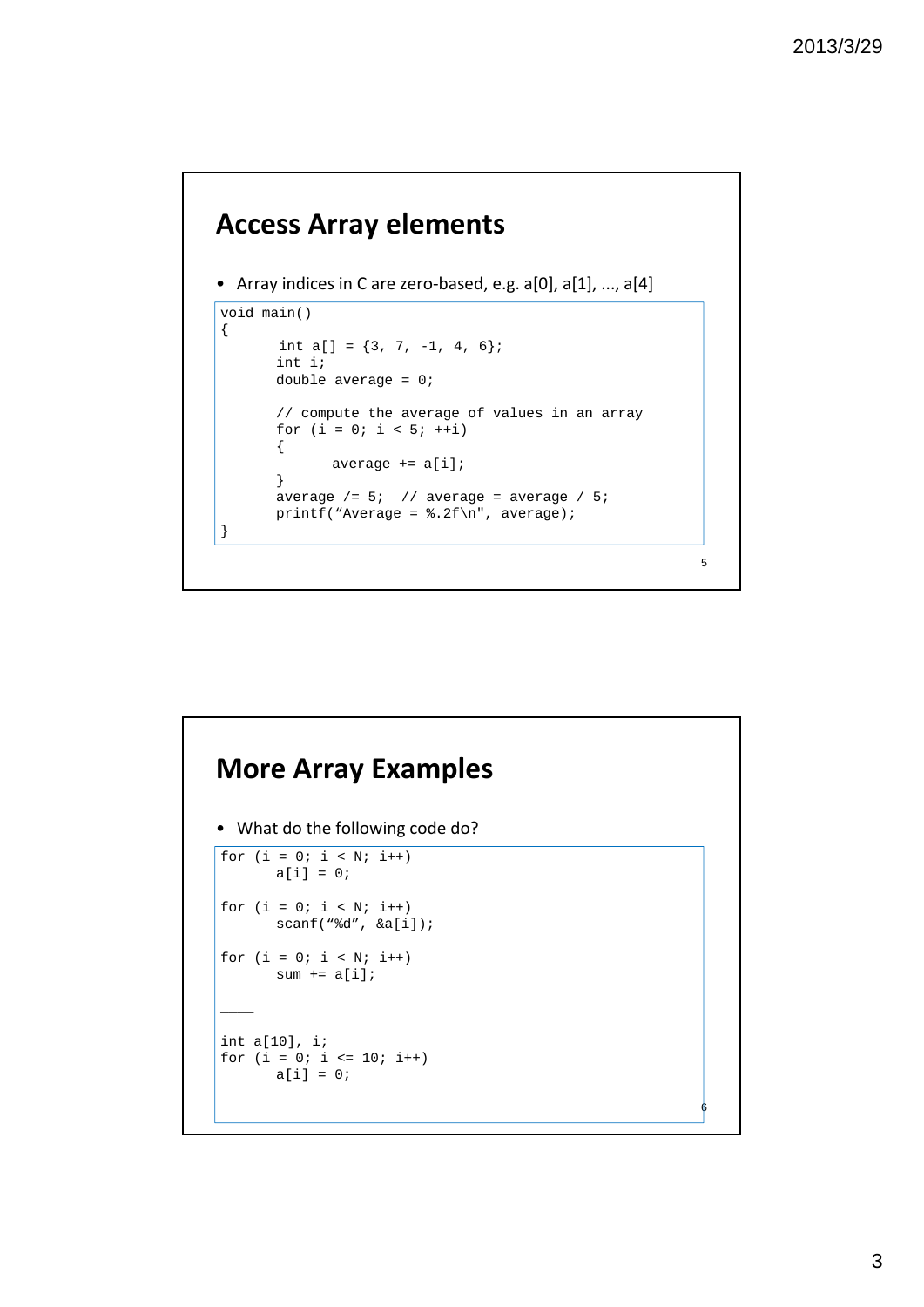## Access Array elements

- Array indices in C are zero-based, e.g. a[0], a[1], ..., a[4]

```
void main()
{
        int a[] = {3, 7, -1, 4, 6};
       int i;
       double average = 0;

       // compute the average of values in an array
       for (i = 0; i < 5; ++i)
       {
              average += a[i];
       }
       average /= 5;  // average = average / 5;
       printf("Average = %.2f\n", average);
}
```

## More Array Examples

- What do the following code do?

```
for (i = 0; i < N; i++)
       a[i] = 0;

for (i = 0; i < N; i++)
       scanf("%d", &a[i]);

for (i = 0; i < N; i++)
       sum += a[i];

____

int a[10], i;
for (i = 0; i <= 10; i++)
       a[i] = 0;
```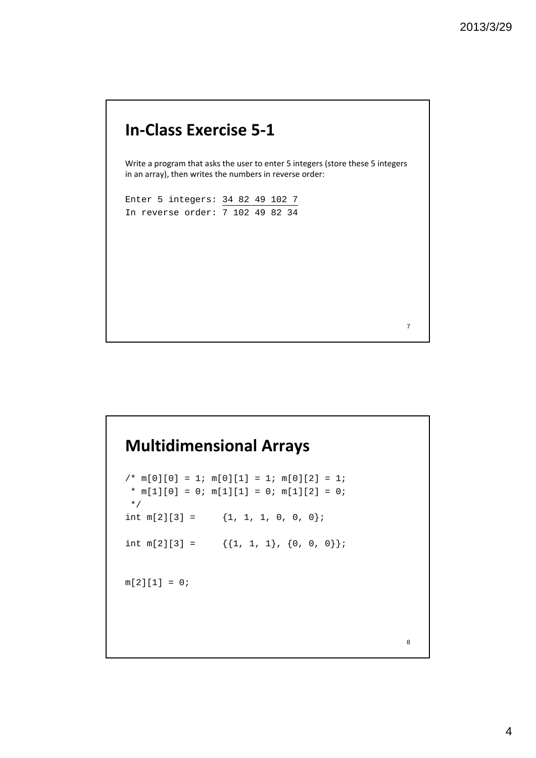## In-Class Exercise 5-1

Write a program that asks the user to enter 5 integers (store these 5 integers in an array), then writes the numbers in reverse order:

```
Enter 5 integers: 34 82 49 102 7
In reverse order: 7 102 49 82 34
```

## Multidimensional Arrays

```
/* m[0][0] = 1; m[0][1] = 1; m[0][2] = 1;
 * m[1][0] = 0; m[1][1] = 0; m[1][2] = 0;
 */
int m[2][3] =     {1, 1, 1, 0, 0, 0};

int m[2][3] =     {{1, 1, 1}, {0, 0, 0}};


m[2][1] = 0;
```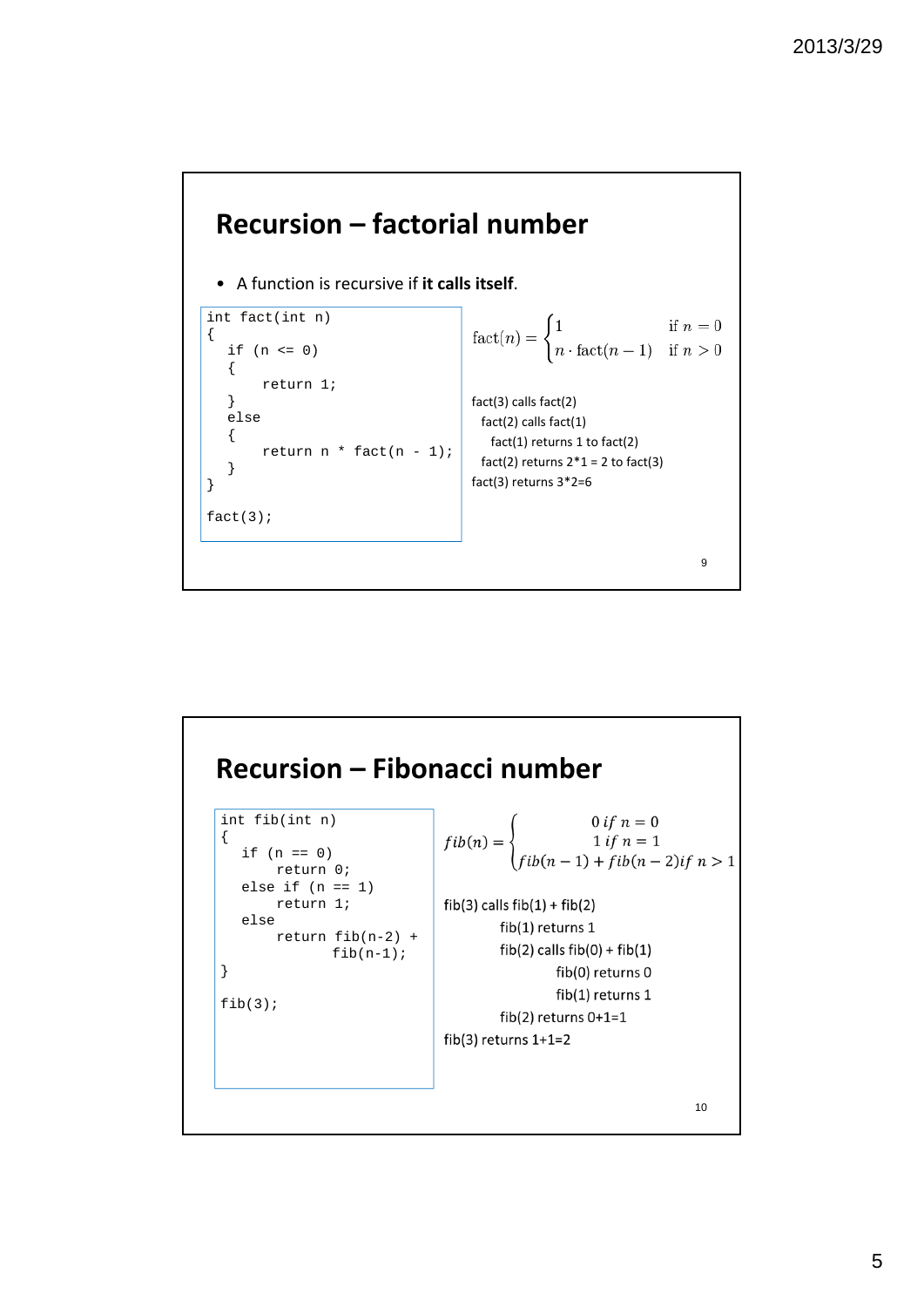## Recursion – factorial number

- A function is recursive if **it calls itself**.

```
int fact(int n)
{
   if (n <= 0)
   {
        return 1;
   }
   else
   {
        return n * fact(n - 1);
   }
}

fact(3);
```

$$\text{fact}(n) = \begin{cases} 1 & \text{if } n = 0 \\ n \cdot \text{fact}(n-1) & \text{if } n > 0 \end{cases}$$

fact(3) calls fact(2)
  fact(2) calls fact(1)
    fact(1) returns 1 to fact(2)
  fact(2) returns 2*1 = 2 to fact(3)
fact(3) returns 3*2=6

## Recursion – Fibonacci number

```
int fib(int n)
{
   if (n == 0)
        return 0;
   else if (n == 1)
        return 1;
   else
        return fib(n-2) +
                fib(n-1);
}

fib(3);
```

$$fib(n) = \begin{cases} 0 \; if \; n = 0 \\ 1 \; if \; n = 1 \\ fib(n-1) + fib(n-2) if \; n > 1 \end{cases}$$

fib(3) calls fib(1) + fib(2)
    fib(1) returns 1
    fib(2) calls fib(0) + fib(1)
        fib(0) returns 0
        fib(1) returns 1
    fib(2) returns 0+1=1
fib(3) returns 1+1=2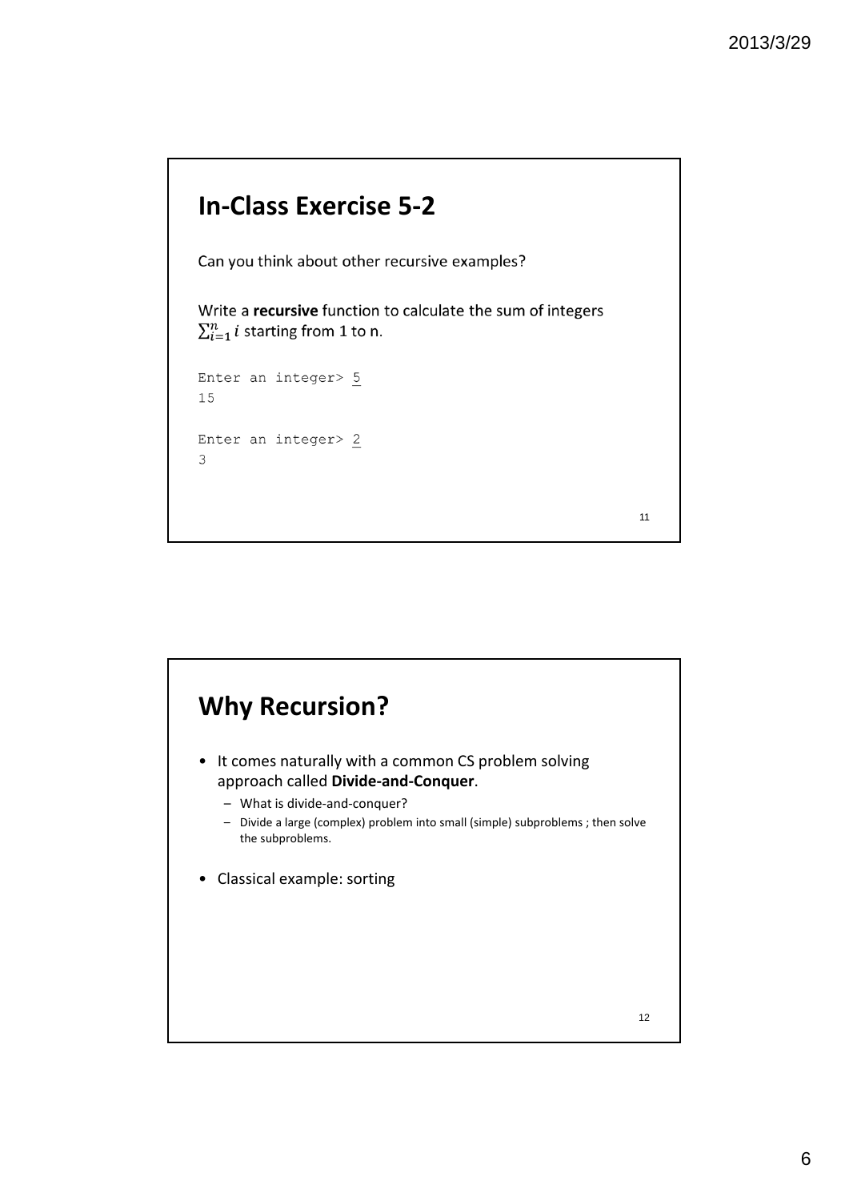## In-Class Exercise 5-2

Can you think about other recursive examples?

Write a **recursive** function to calculate the sum of integers $\sum_{i=1}^{n} i$ starting from 1 to n.

```
Enter an integer> 5
15

Enter an integer> 2
3
```

## Why Recursion?

- It comes naturally with a common CS problem solving approach called **Divide-and-Conquer**.
  - What is divide-and-conquer?
  - Divide a large (complex) problem into small (simple) subproblems ; then solve the subproblems.
- Classical example: sorting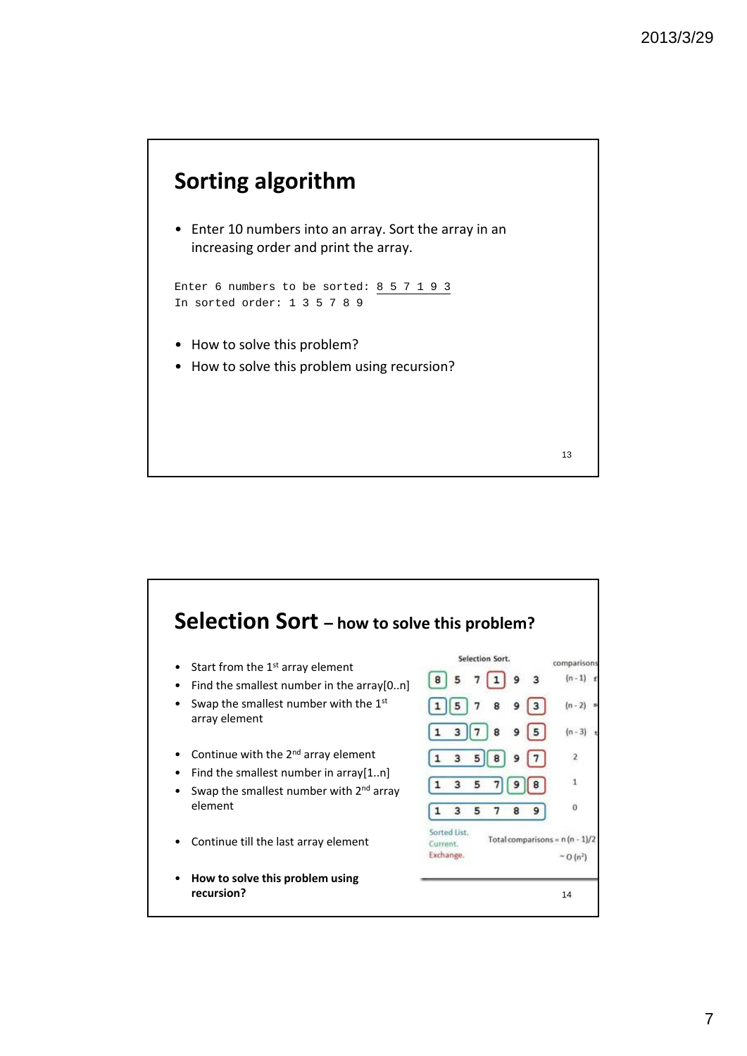## Sorting algorithm

- Enter 10 numbers into an array. Sort the array in an increasing order and print the array.

```
Enter 6 numbers to be sorted: 8 5 7 1 9 3
In sorted order: 1 3 5 7 8 9
```

- How to solve this problem?
- How to solve this problem using recursion?

## Selection Sort – how to solve this problem?

- Start from the 1st array element
- Find the smallest number in the array[0..n]
- Swap the smallest number with the 1st array element

- Continue with the 2nd array element
- Find the smallest number in array[1..n]
- Swap the smallest number with 2nd array element

- Continue till the last array element

- **How to solve this problem using recursion?**

Selection Sort.

| | | | | | | comparisons |
|---|---|---|---|---|---|---|
| 8 | 5 | 7 | 1 | 9 | 3 | (n - 1) |
| 1 | 5 | 7 | 8 | 9 | 3 | (n - 2) |
| 1 | 3 | 7 | 8 | 9 | 5 | (n - 3) |
| 1 | 3 | 5 | 8 | 9 | 7 | 2 |
| 1 | 3 | 5 | 7 | 9 | 8 | 1 |
| 1 | 3 | 5 | 7 | 8 | 9 | 0 |

Sorted List.
Current.
Exchange.

Total comparisons = $n(n-1)/2$

$\sim O(n^2)$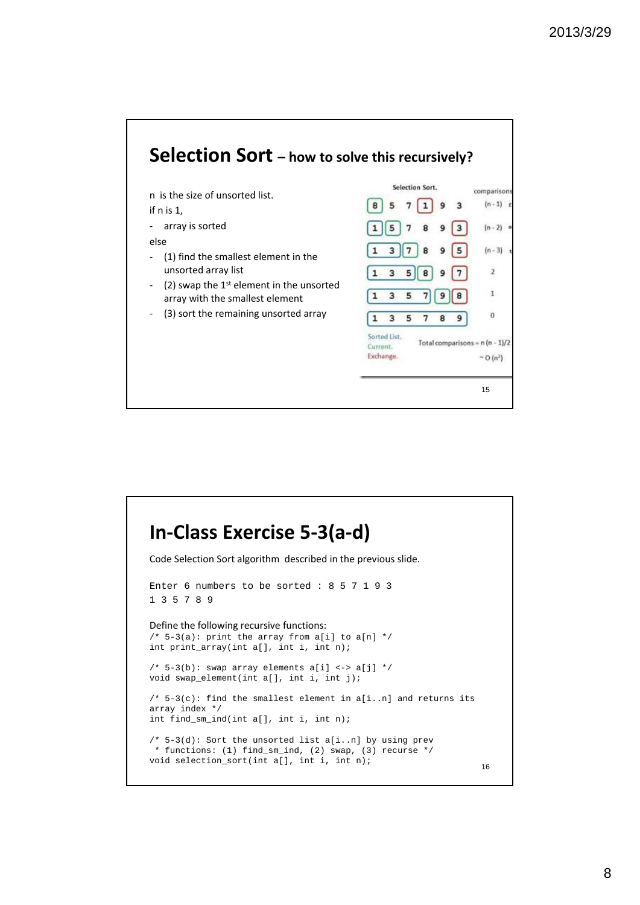## Selection Sort – how to solve this recursively?

n is the size of unsorted list.

if n is 1,

- array is sorted

else

- (1) find the smallest element in the unsorted array list
- (2) swap the 1st element in the unsorted array with the smallest element
- (3) sort the remaining unsorted array

Selection Sort.

| | | | | | | comparisons |
|---|---|---|---|---|---|---|
| 8 | 5 | 7 | 1 | 9 | 3 | (n - 1) |
| 1 | 5 | 7 | 8 | 9 | 3 | (n - 2) |
| 1 | 3 | 7 | 8 | 9 | 5 | (n - 3) |
| 1 | 3 | 5 | 8 | 9 | 7 | 2 |
| 1 | 3 | 5 | 7 | 9 | 8 | 1 |
| 1 | 3 | 5 | 7 | 8 | 9 | 0 |

Sorted List.
Current.
Exchange.

Total comparisons = $n(n-1)/2$

$\sim O(n^2)$

15

## In-Class Exercise 5-3(a-d)

Code Selection Sort algorithm described in the previous slide.

```
Enter 6 numbers to be sorted : 8 5 7 1 9 3
1 3 5 7 8 9
```

Define the following recursive functions:

```
/* 5-3(a): print the array from a[i] to a[n] */
int print_array(int a[], int i, int n);

/* 5-3(b): swap array elements a[i] <-> a[j] */
void swap_element(int a[], int i, int j);

/* 5-3(c): find the smallest element in a[i..n] and returns its
array index */
int find_sm_ind(int a[], int i, int n);

/* 5-3(d): Sort the unsorted list a[i..n] by using prev
 * functions: (1) find_sm_ind, (2) swap, (3) recurse */
void selection_sort(int a[], int i, int n);
```

16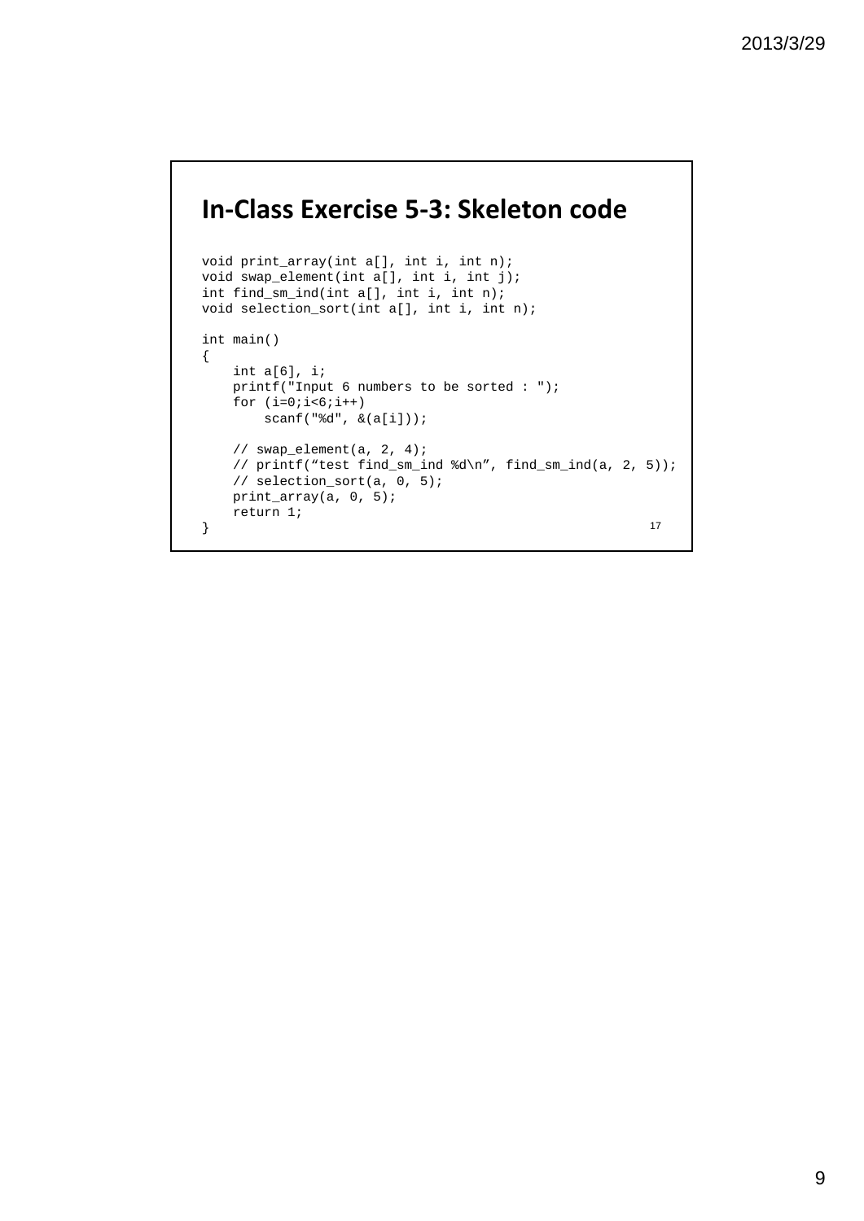## In-Class Exercise 5-3: Skeleton code

```
void print_array(int a[], int i, int n);
void swap_element(int a[], int i, int j);
int find_sm_ind(int a[], int i, int n);
void selection_sort(int a[], int i, int n);

int main()
{
    int a[6], i;
    printf("Input 6 numbers to be sorted : ");
    for (i=0;i<6;i++)
        scanf("%d", &(a[i]));

    // swap_element(a, 2, 4);
    // printf("test find_sm_ind %d\n", find_sm_ind(a, 2, 5));
    // selection_sort(a, 0, 5);
    print_array(a, 0, 5);
    return 1;
}
```